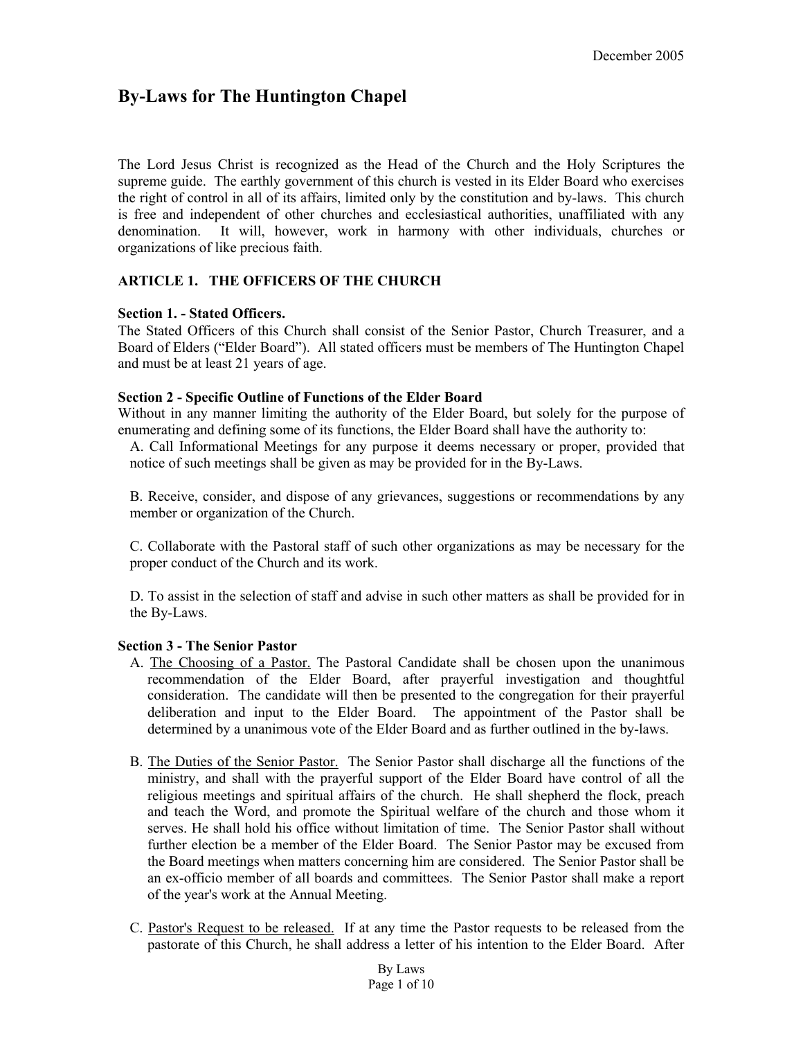December 2005

# By-Laws for The Huntington Chapel

The Lord Jesus Christ is recognized as the Head of the Church and the Holy Scriptures the supreme guide. The earthly government of this church is vested in its Elder Board who exercises the right of control in all of its affairs, limited only by the constitution and by-laws. This church is free and independent of other churches and ecclesiastical authorities, unaffiliated with any denomination. It will, however, work in harmony with other individuals, churches or organizations of like precious faith.

## ARTICLE 1. THE OFFICERS OF THE CHURCH

### Section 1. - Stated Officers.

The Stated Officers of this Church shall consist of the Senior Pastor, Church Treasurer, and a Board of Elders ("Elder Board"). All stated officers must be members of The Huntington Chapel and must be at least 21 years of age.

### Section 2 - Specific Outline of Functions of the Elder Board

Without in any manner limiting the authority of the Elder Board, but solely for the purpose of enumerating and defining some of its functions, the Elder Board shall have the authority to:

A. Call Informational Meetings for any purpose it deems necessary or proper, provided that notice of such meetings shall be given as may be provided for in the By-Laws.

B. Receive, consider, and dispose of any grievances, suggestions or recommendations by any member or organization of the Church.

C. Collaborate with the Pastoral staff of such other organizations as may be necessary for the proper conduct of the Church and its work.

D. To assist in the selection of staff and advise in such other matters as shall be provided for in the By-Laws.

### Section 3 - The Senior Pastor

A. The Choosing of a Pastor. The Pastoral Candidate shall be chosen upon the unanimous recommendation of the Elder Board, after prayerful investigation and thoughtful consideration. The candidate will then be presented to the congregation for their prayerful deliberation and input to the Elder Board. The appointment of the Pastor shall be determined by a unanimous vote of the Elder Board and as further outlined in the by-laws.

B. The Duties of the Senior Pastor. The Senior Pastor shall discharge all the functions of the ministry, and shall with the prayerful support of the Elder Board have control of all the religious meetings and spiritual affairs of the church. He shall shepherd the flock, preach and teach the Word, and promote the Spiritual welfare of the church and those whom it serves. He shall hold his office without limitation of time. The Senior Pastor shall without further election be a member of the Elder Board. The Senior Pastor may be excused from the Board meetings when matters concerning him are considered. The Senior Pastor shall be an ex-officio member of all boards and committees. The Senior Pastor shall make a report of the year's work at the Annual Meeting.

C. Pastor's Request to be released. If at any time the Pastor requests to be released from the pastorate of this Church, he shall address a letter of his intention to the Elder Board. After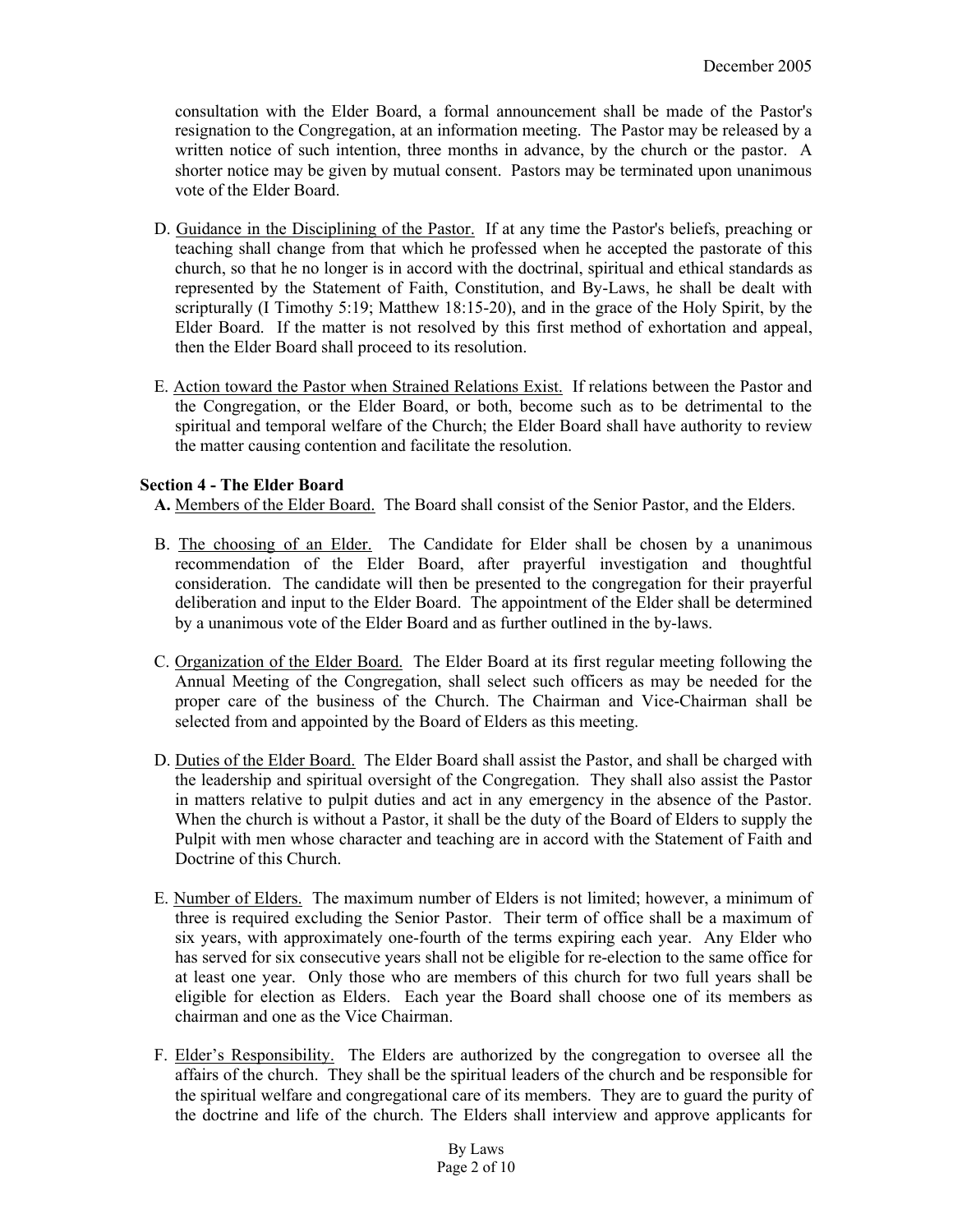consultation with the Elder Board, a formal announcement shall be made of the Pastor's resignation to the Congregation, at an information meeting. The Pastor may be released by a written notice of such intention, three months in advance, by the church or the pastor. A shorter notice may be given by mutual consent. Pastors may be terminated upon unanimous vote of the Elder Board.

D. Guidance in the Disciplining of the Pastor. If at any time the Pastor's beliefs, preaching or teaching shall change from that which he professed when he accepted the pastorate of this church, so that he no longer is in accord with the doctrinal, spiritual and ethical standards as represented by the Statement of Faith, Constitution, and By-Laws, he shall be dealt with scripturally (I Timothy 5:19; Matthew 18:15-20), and in the grace of the Holy Spirit, by the Elder Board. If the matter is not resolved by this first method of exhortation and appeal, then the Elder Board shall proceed to its resolution.

E. Action toward the Pastor when Strained Relations Exist. If relations between the Pastor and the Congregation, or the Elder Board, or both, become such as to be detrimental to the spiritual and temporal welfare of the Church; the Elder Board shall have authority to review the matter causing contention and facilitate the resolution.

**Section 4 - The Elder Board**

**A.** Members of the Elder Board. The Board shall consist of the Senior Pastor, and the Elders.

B. The choosing of an Elder. The Candidate for Elder shall be chosen by a unanimous recommendation of the Elder Board, after prayerful investigation and thoughtful consideration. The candidate will then be presented to the congregation for their prayerful deliberation and input to the Elder Board. The appointment of the Elder shall be determined by a unanimous vote of the Elder Board and as further outlined in the by-laws.

C. Organization of the Elder Board. The Elder Board at its first regular meeting following the Annual Meeting of the Congregation, shall select such officers as may be needed for the proper care of the business of the Church. The Chairman and Vice-Chairman shall be selected from and appointed by the Board of Elders as this meeting.

D. Duties of the Elder Board. The Elder Board shall assist the Pastor, and shall be charged with the leadership and spiritual oversight of the Congregation. They shall also assist the Pastor in matters relative to pulpit duties and act in any emergency in the absence of the Pastor. When the church is without a Pastor, it shall be the duty of the Board of Elders to supply the Pulpit with men whose character and teaching are in accord with the Statement of Faith and Doctrine of this Church.

E. Number of Elders. The maximum number of Elders is not limited; however, a minimum of three is required excluding the Senior Pastor. Their term of office shall be a maximum of six years, with approximately one-fourth of the terms expiring each year. Any Elder who has served for six consecutive years shall not be eligible for re-election to the same office for at least one year. Only those who are members of this church for two full years shall be eligible for election as Elders. Each year the Board shall choose one of its members as chairman and one as the Vice Chairman.

F. Elder's Responsibility. The Elders are authorized by the congregation to oversee all the affairs of the church. They shall be the spiritual leaders of the church and be responsible for the spiritual welfare and congregational care of its members. They are to guard the purity of the doctrine and life of the church. The Elders shall interview and approve applicants for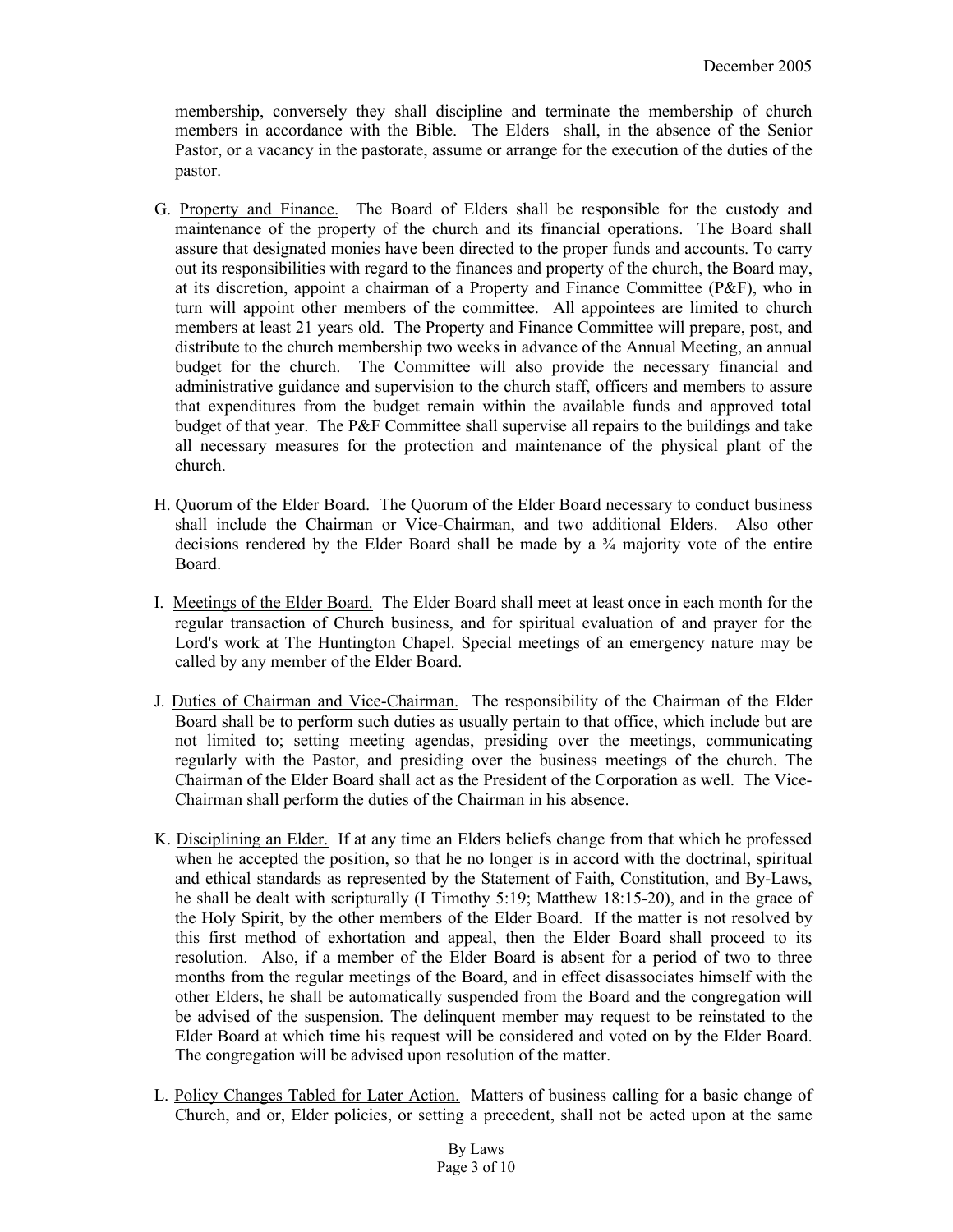membership, conversely they shall discipline and terminate the membership of church members in accordance with the Bible. The Elders shall, in the absence of the Senior Pastor, or a vacancy in the pastorate, assume or arrange for the execution of the duties of the pastor.

G. Property and Finance. The Board of Elders shall be responsible for the custody and maintenance of the property of the church and its financial operations. The Board shall assure that designated monies have been directed to the proper funds and accounts. To carry out its responsibilities with regard to the finances and property of the church, the Board may, at its discretion, appoint a chairman of a Property and Finance Committee (P&F), who in turn will appoint other members of the committee. All appointees are limited to church members at least 21 years old. The Property and Finance Committee will prepare, post, and distribute to the church membership two weeks in advance of the Annual Meeting, an annual budget for the church. The Committee will also provide the necessary financial and administrative guidance and supervision to the church staff, officers and members to assure that expenditures from the budget remain within the available funds and approved total budget of that year. The P&F Committee shall supervise all repairs to the buildings and take all necessary measures for the protection and maintenance of the physical plant of the church.

H. Quorum of the Elder Board. The Quorum of the Elder Board necessary to conduct business shall include the Chairman or Vice-Chairman, and two additional Elders. Also other decisions rendered by the Elder Board shall be made by a ¾ majority vote of the entire Board.

I. Meetings of the Elder Board. The Elder Board shall meet at least once in each month for the regular transaction of Church business, and for spiritual evaluation of and prayer for the Lord's work at The Huntington Chapel. Special meetings of an emergency nature may be called by any member of the Elder Board.

J. Duties of Chairman and Vice-Chairman. The responsibility of the Chairman of the Elder Board shall be to perform such duties as usually pertain to that office, which include but are not limited to; setting meeting agendas, presiding over the meetings, communicating regularly with the Pastor, and presiding over the business meetings of the church. The Chairman of the Elder Board shall act as the President of the Corporation as well. The Vice-Chairman shall perform the duties of the Chairman in his absence.

K. Disciplining an Elder. If at any time an Elders beliefs change from that which he professed when he accepted the position, so that he no longer is in accord with the doctrinal, spiritual and ethical standards as represented by the Statement of Faith, Constitution, and By-Laws, he shall be dealt with scripturally (I Timothy 5:19; Matthew 18:15-20), and in the grace of the Holy Spirit, by the other members of the Elder Board. If the matter is not resolved by this first method of exhortation and appeal, then the Elder Board shall proceed to its resolution. Also, if a member of the Elder Board is absent for a period of two to three months from the regular meetings of the Board, and in effect disassociates himself with the other Elders, he shall be automatically suspended from the Board and the congregation will be advised of the suspension. The delinquent member may request to be reinstated to the Elder Board at which time his request will be considered and voted on by the Elder Board. The congregation will be advised upon resolution of the matter.

L. Policy Changes Tabled for Later Action. Matters of business calling for a basic change of Church, and or, Elder policies, or setting a precedent, shall not be acted upon at the same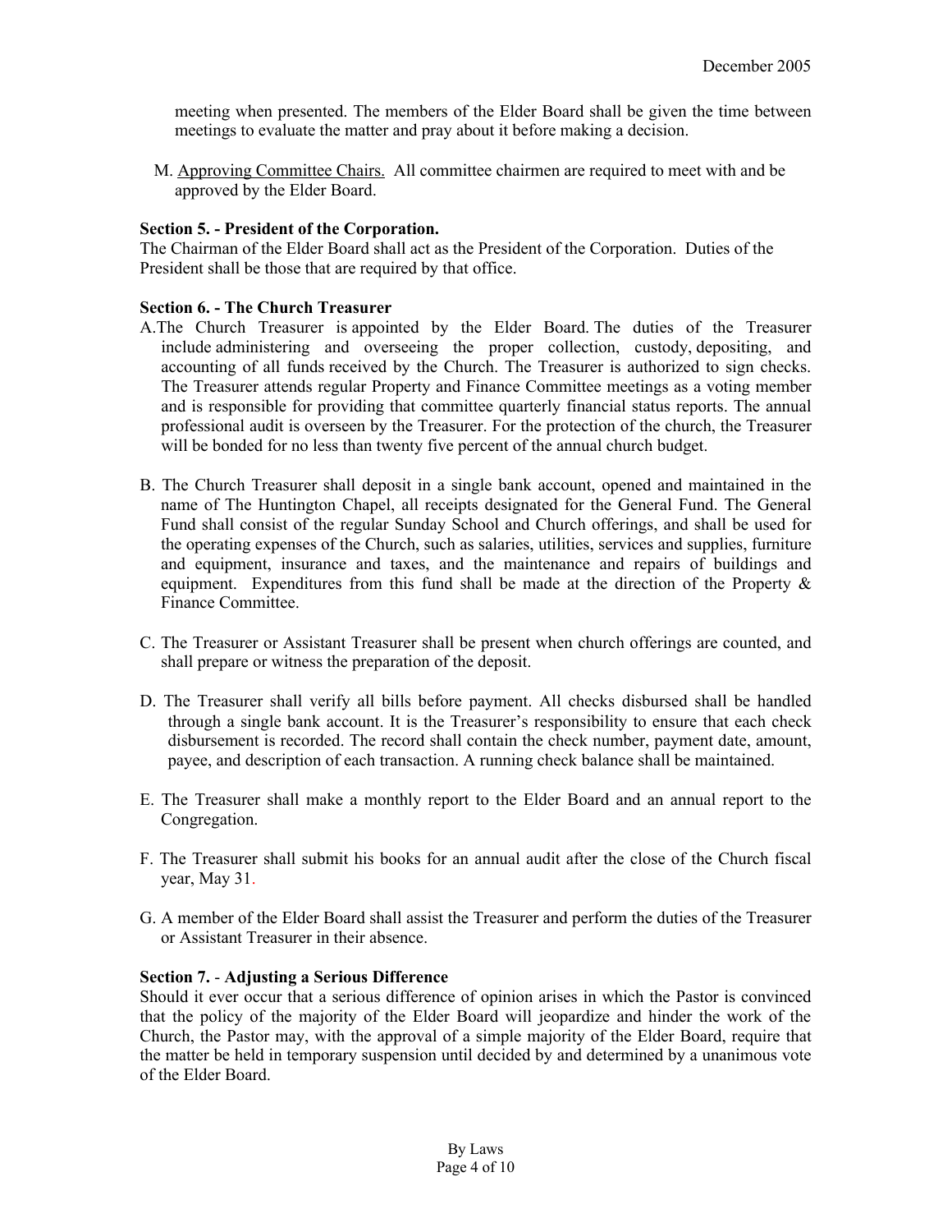meeting when presented. The members of the Elder Board shall be given the time between meetings to evaluate the matter and pray about it before making a decision.

M. Approving Committee Chairs. All committee chairmen are required to meet with and be approved by the Elder Board.

**Section 5. - President of the Corporation.**

The Chairman of the Elder Board shall act as the President of the Corporation. Duties of the President shall be those that are required by that office.

**Section 6. - The Church Treasurer**

A. The Church Treasurer is appointed by the Elder Board. The duties of the Treasurer include administering and overseeing the proper collection, custody, depositing, and accounting of all funds received by the Church. The Treasurer is authorized to sign checks. The Treasurer attends regular Property and Finance Committee meetings as a voting member and is responsible for providing that committee quarterly financial status reports. The annual professional audit is overseen by the Treasurer. For the protection of the church, the Treasurer will be bonded for no less than twenty five percent of the annual church budget.

B. The Church Treasurer shall deposit in a single bank account, opened and maintained in the name of The Huntington Chapel, all receipts designated for the General Fund. The General Fund shall consist of the regular Sunday School and Church offerings, and shall be used for the operating expenses of the Church, such as salaries, utilities, services and supplies, furniture and equipment, insurance and taxes, and the maintenance and repairs of buildings and equipment. Expenditures from this fund shall be made at the direction of the Property & Finance Committee.

C. The Treasurer or Assistant Treasurer shall be present when church offerings are counted, and shall prepare or witness the preparation of the deposit.

D. The Treasurer shall verify all bills before payment. All checks disbursed shall be handled through a single bank account. It is the Treasurer's responsibility to ensure that each check disbursement is recorded. The record shall contain the check number, payment date, amount, payee, and description of each transaction. A running check balance shall be maintained.

E. The Treasurer shall make a monthly report to the Elder Board and an annual report to the Congregation.

F. The Treasurer shall submit his books for an annual audit after the close of the Church fiscal year, May 31.

G. A member of the Elder Board shall assist the Treasurer and perform the duties of the Treasurer or Assistant Treasurer in their absence.

**Section 7. - Adjusting a Serious Difference**

Should it ever occur that a serious difference of opinion arises in which the Pastor is convinced that the policy of the majority of the Elder Board will jeopardize and hinder the work of the Church, the Pastor may, with the approval of a simple majority of the Elder Board, require that the matter be held in temporary suspension until decided by and determined by a unanimous vote of the Elder Board.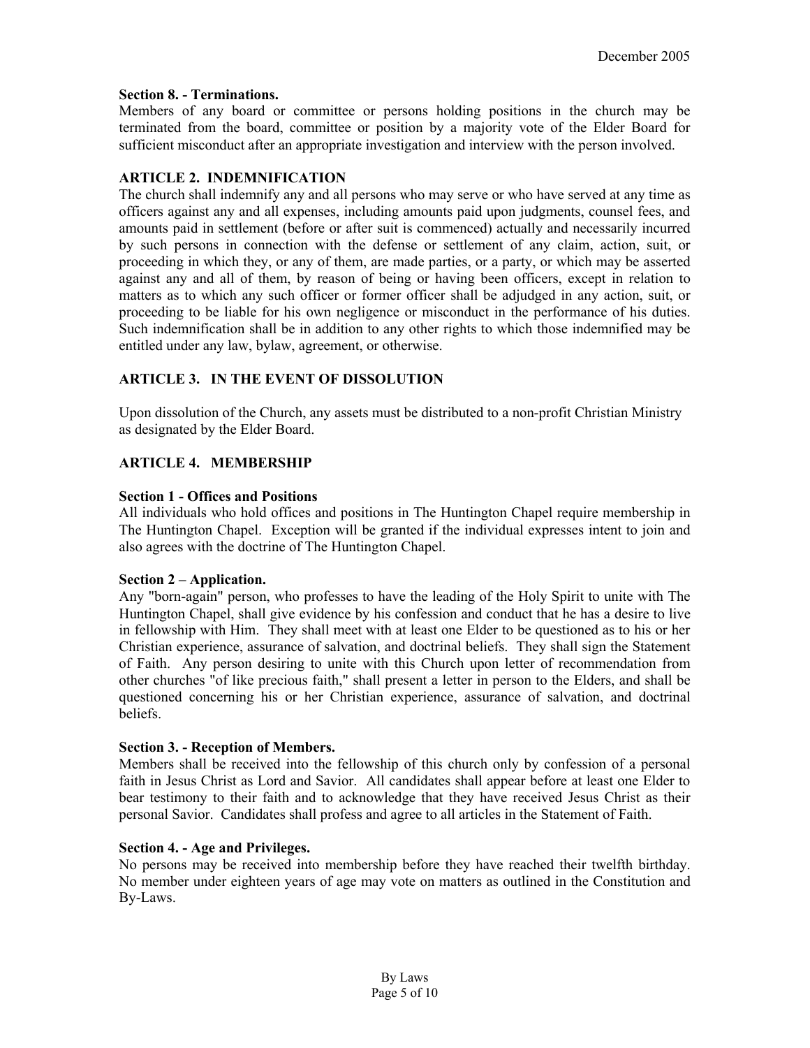**Section 8. - Terminations.**
Members of any board or committee or persons holding positions in the church may be terminated from the board, committee or position by a majority vote of the Elder Board for sufficient misconduct after an appropriate investigation and interview with the person involved.

## ARTICLE 2. INDEMNIFICATION

The church shall indemnify any and all persons who may serve or who have served at any time as officers against any and all expenses, including amounts paid upon judgments, counsel fees, and amounts paid in settlement (before or after suit is commenced) actually and necessarily incurred by such persons in connection with the defense or settlement of any claim, action, suit, or proceeding in which they, or any of them, are made parties, or a party, or which may be asserted against any and all of them, by reason of being or having been officers, except in relation to matters as to which any such officer or former officer shall be adjudged in any action, suit, or proceeding to be liable for his own negligence or misconduct in the performance of his duties. Such indemnification shall be in addition to any other rights to which those indemnified may be entitled under any law, bylaw, agreement, or otherwise.

## ARTICLE 3. IN THE EVENT OF DISSOLUTION

Upon dissolution of the Church, any assets must be distributed to a non-profit Christian Ministry as designated by the Elder Board.

## ARTICLE 4. MEMBERSHIP

**Section 1 - Offices and Positions**
All individuals who hold offices and positions in The Huntington Chapel require membership in The Huntington Chapel. Exception will be granted if the individual expresses intent to join and also agrees with the doctrine of The Huntington Chapel.

**Section 2 – Application.**
Any "born-again" person, who professes to have the leading of the Holy Spirit to unite with The Huntington Chapel, shall give evidence by his confession and conduct that he has a desire to live in fellowship with Him. They shall meet with at least one Elder to be questioned as to his or her Christian experience, assurance of salvation, and doctrinal beliefs. They shall sign the Statement of Faith. Any person desiring to unite with this Church upon letter of recommendation from other churches "of like precious faith," shall present a letter in person to the Elders, and shall be questioned concerning his or her Christian experience, assurance of salvation, and doctrinal beliefs.

**Section 3. - Reception of Members.**
Members shall be received into the fellowship of this church only by confession of a personal faith in Jesus Christ as Lord and Savior. All candidates shall appear before at least one Elder to bear testimony to their faith and to acknowledge that they have received Jesus Christ as their personal Savior. Candidates shall profess and agree to all articles in the Statement of Faith.

**Section 4. - Age and Privileges.**
No persons may be received into membership before they have reached their twelfth birthday. No member under eighteen years of age may vote on matters as outlined in the Constitution and By-Laws.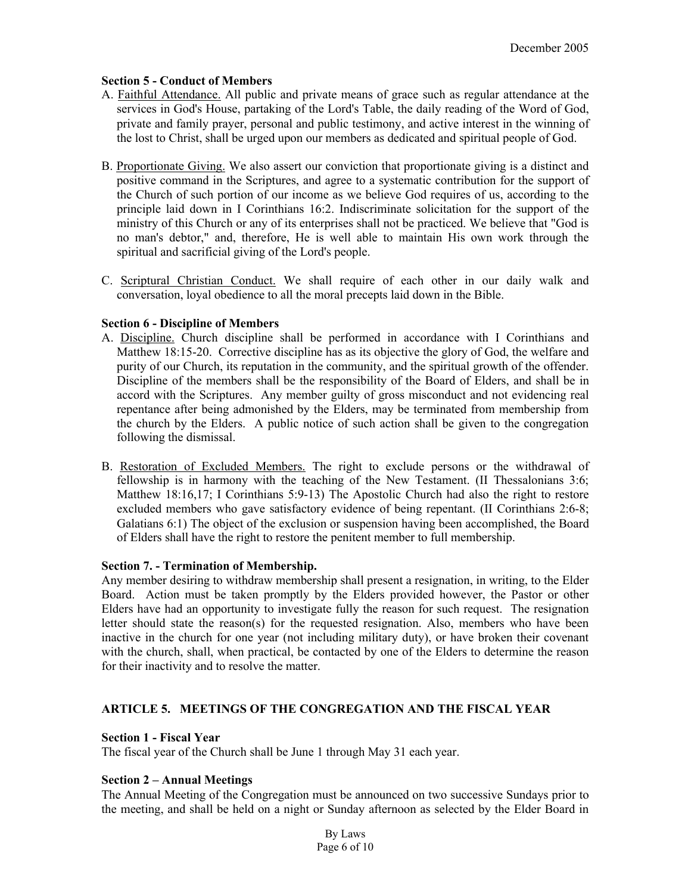**Section 5 - Conduct of Members**

A. Faithful Attendance. All public and private means of grace such as regular attendance at the services in God's House, partaking of the Lord's Table, the daily reading of the Word of God, private and family prayer, personal and public testimony, and active interest in the winning of the lost to Christ, shall be urged upon our members as dedicated and spiritual people of God.

B. Proportionate Giving. We also assert our conviction that proportionate giving is a distinct and positive command in the Scriptures, and agree to a systematic contribution for the support of the Church of such portion of our income as we believe God requires of us, according to the principle laid down in I Corinthians 16:2. Indiscriminate solicitation for the support of the ministry of this Church or any of its enterprises shall not be practiced. We believe that "God is no man's debtor," and, therefore, He is well able to maintain His own work through the spiritual and sacrificial giving of the Lord's people.

C. Scriptural Christian Conduct. We shall require of each other in our daily walk and conversation, loyal obedience to all the moral precepts laid down in the Bible.

**Section 6 - Discipline of Members**

A. Discipline. Church discipline shall be performed in accordance with I Corinthians and Matthew 18:15-20. Corrective discipline has as its objective the glory of God, the welfare and purity of our Church, its reputation in the community, and the spiritual growth of the offender. Discipline of the members shall be the responsibility of the Board of Elders, and shall be in accord with the Scriptures. Any member guilty of gross misconduct and not evidencing real repentance after being admonished by the Elders, may be terminated from membership from the church by the Elders. A public notice of such action shall be given to the congregation following the dismissal.

B. Restoration of Excluded Members. The right to exclude persons or the withdrawal of fellowship is in harmony with the teaching of the New Testament. (II Thessalonians 3:6; Matthew 18:16,17; I Corinthians 5:9-13) The Apostolic Church had also the right to restore excluded members who gave satisfactory evidence of being repentant. (II Corinthians 2:6-8; Galatians 6:1) The object of the exclusion or suspension having been accomplished, the Board of Elders shall have the right to restore the penitent member to full membership.

**Section 7. - Termination of Membership.**

Any member desiring to withdraw membership shall present a resignation, in writing, to the Elder Board. Action must be taken promptly by the Elders provided however, the Pastor or other Elders have had an opportunity to investigate fully the reason for such request. The resignation letter should state the reason(s) for the requested resignation. Also, members who have been inactive in the church for one year (not including military duty), or have broken their covenant with the church, shall, when practical, be contacted by one of the Elders to determine the reason for their inactivity and to resolve the matter.

## ARTICLE 5. MEETINGS OF THE CONGREGATION AND THE FISCAL YEAR

**Section 1 - Fiscal Year**

The fiscal year of the Church shall be June 1 through May 31 each year.

**Section 2 – Annual Meetings**

The Annual Meeting of the Congregation must be announced on two successive Sundays prior to the meeting, and shall be held on a night or Sunday afternoon as selected by the Elder Board in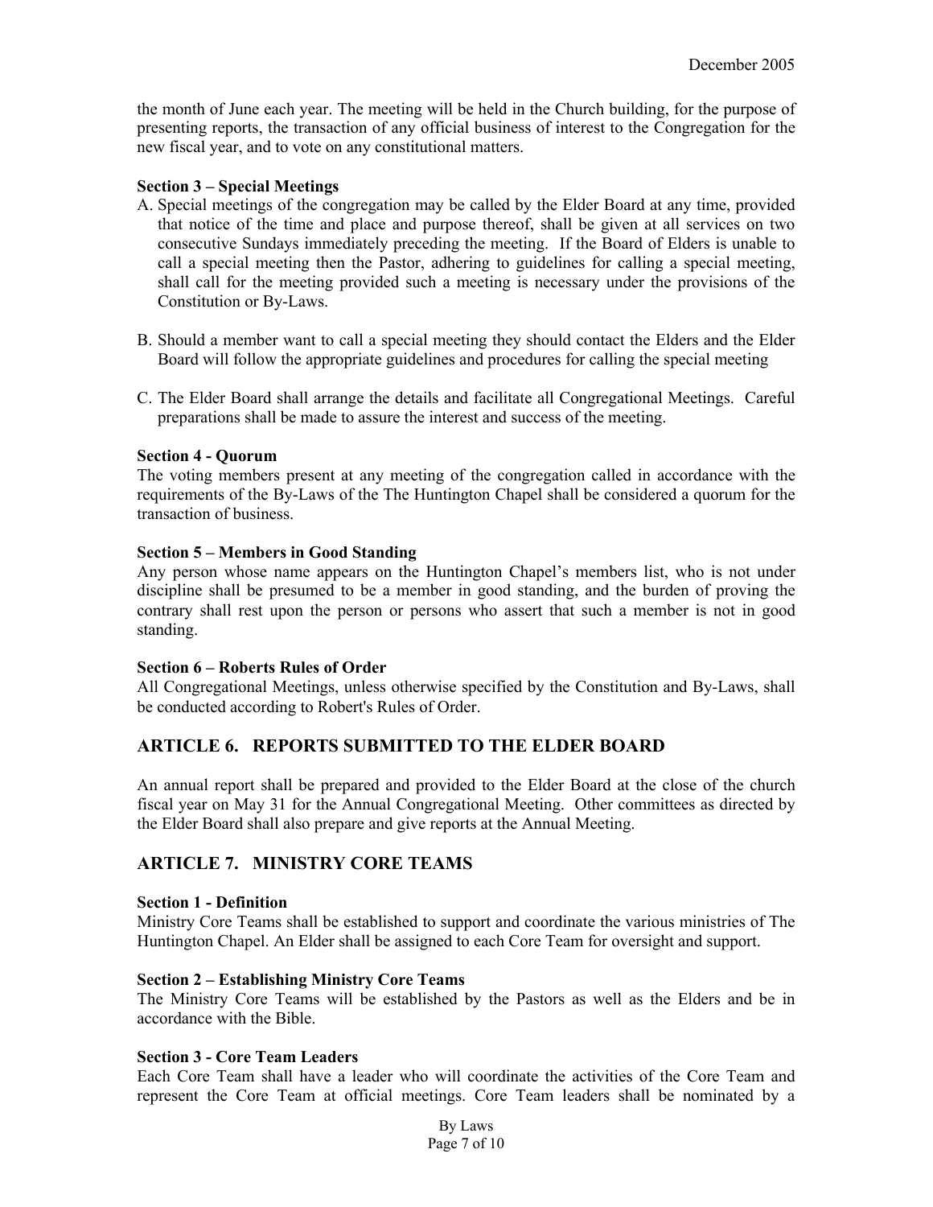the month of June each year. The meeting will be held in the Church building, for the purpose of presenting reports, the transaction of any official business of interest to the Congregation for the new fiscal year, and to vote on any constitutional matters.

**Section 3 – Special Meetings**

A. Special meetings of the congregation may be called by the Elder Board at any time, provided that notice of the time and place and purpose thereof, shall be given at all services on two consecutive Sundays immediately preceding the meeting. If the Board of Elders is unable to call a special meeting then the Pastor, adhering to guidelines for calling a special meeting, shall call for the meeting provided such a meeting is necessary under the provisions of the Constitution or By-Laws.

B. Should a member want to call a special meeting they should contact the Elders and the Elder Board will follow the appropriate guidelines and procedures for calling the special meeting

C. The Elder Board shall arrange the details and facilitate all Congregational Meetings. Careful preparations shall be made to assure the interest and success of the meeting.

**Section 4 - Quorum**

The voting members present at any meeting of the congregation called in accordance with the requirements of the By-Laws of the The Huntington Chapel shall be considered a quorum for the transaction of business.

**Section 5 – Members in Good Standing**

Any person whose name appears on the Huntington Chapel's members list, who is not under discipline shall be presumed to be a member in good standing, and the burden of proving the contrary shall rest upon the person or persons who assert that such a member is not in good standing.

**Section 6 – Roberts Rules of Order**

All Congregational Meetings, unless otherwise specified by the Constitution and By-Laws, shall be conducted according to Robert's Rules of Order.

## ARTICLE 6. REPORTS SUBMITTED TO THE ELDER BOARD

An annual report shall be prepared and provided to the Elder Board at the close of the church fiscal year on May 31 for the Annual Congregational Meeting. Other committees as directed by the Elder Board shall also prepare and give reports at the Annual Meeting.

## ARTICLE 7. MINISTRY CORE TEAMS

**Section 1 - Definition**

Ministry Core Teams shall be established to support and coordinate the various ministries of The Huntington Chapel. An Elder shall be assigned to each Core Team for oversight and support.

**Section 2 – Establishing Ministry Core Teams**

The Ministry Core Teams will be established by the Pastors as well as the Elders and be in accordance with the Bible.

**Section 3 - Core Team Leaders**

Each Core Team shall have a leader who will coordinate the activities of the Core Team and represent the Core Team at official meetings. Core Team leaders shall be nominated by a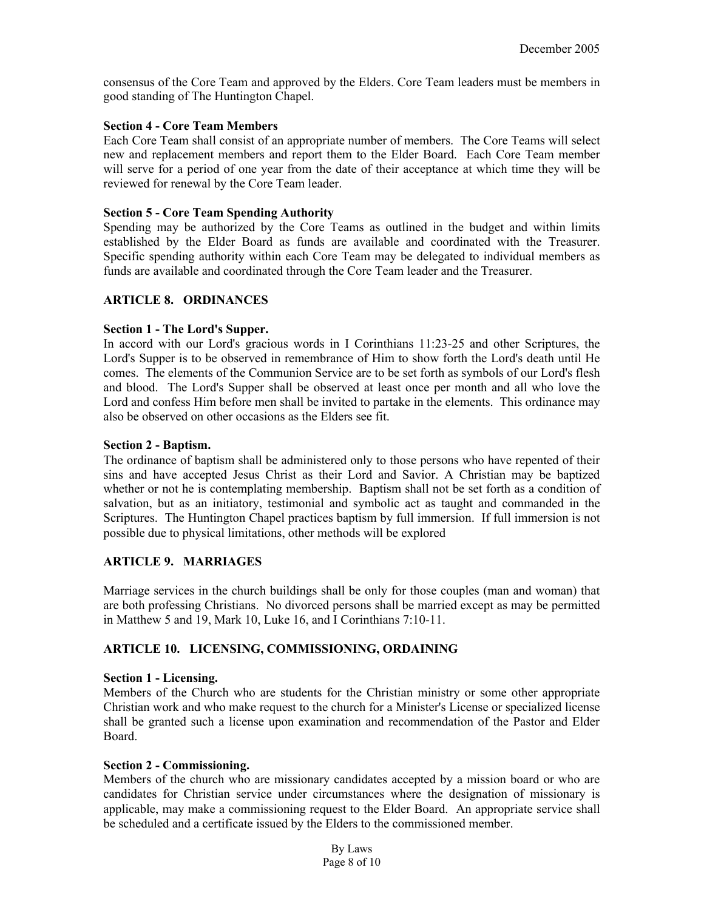consensus of the Core Team and approved by the Elders. Core Team leaders must be members in good standing of The Huntington Chapel.

**Section 4 - Core Team Members**

Each Core Team shall consist of an appropriate number of members. The Core Teams will select new and replacement members and report them to the Elder Board. Each Core Team member will serve for a period of one year from the date of their acceptance at which time they will be reviewed for renewal by the Core Team leader.

**Section 5 - Core Team Spending Authority**

Spending may be authorized by the Core Teams as outlined in the budget and within limits established by the Elder Board as funds are available and coordinated with the Treasurer. Specific spending authority within each Core Team may be delegated to individual members as funds are available and coordinated through the Core Team leader and the Treasurer.

## ARTICLE 8. ORDINANCES

**Section 1 - The Lord's Supper.**

In accord with our Lord's gracious words in I Corinthians 11:23-25 and other Scriptures, the Lord's Supper is to be observed in remembrance of Him to show forth the Lord's death until He comes. The elements of the Communion Service are to be set forth as symbols of our Lord's flesh and blood. The Lord's Supper shall be observed at least once per month and all who love the Lord and confess Him before men shall be invited to partake in the elements. This ordinance may also be observed on other occasions as the Elders see fit.

**Section 2 - Baptism.**

The ordinance of baptism shall be administered only to those persons who have repented of their sins and have accepted Jesus Christ as their Lord and Savior. A Christian may be baptized whether or not he is contemplating membership. Baptism shall not be set forth as a condition of salvation, but as an initiatory, testimonial and symbolic act as taught and commanded in the Scriptures. The Huntington Chapel practices baptism by full immersion. If full immersion is not possible due to physical limitations, other methods will be explored

## ARTICLE 9. MARRIAGES

Marriage services in the church buildings shall be only for those couples (man and woman) that are both professing Christians. No divorced persons shall be married except as may be permitted in Matthew 5 and 19, Mark 10, Luke 16, and I Corinthians 7:10-11.

## ARTICLE 10. LICENSING, COMMISSIONING, ORDAINING

**Section 1 - Licensing.**

Members of the Church who are students for the Christian ministry or some other appropriate Christian work and who make request to the church for a Minister's License or specialized license shall be granted such a license upon examination and recommendation of the Pastor and Elder Board.

**Section 2 - Commissioning.**

Members of the church who are missionary candidates accepted by a mission board or who are candidates for Christian service under circumstances where the designation of missionary is applicable, may make a commissioning request to the Elder Board. An appropriate service shall be scheduled and a certificate issued by the Elders to the commissioned member.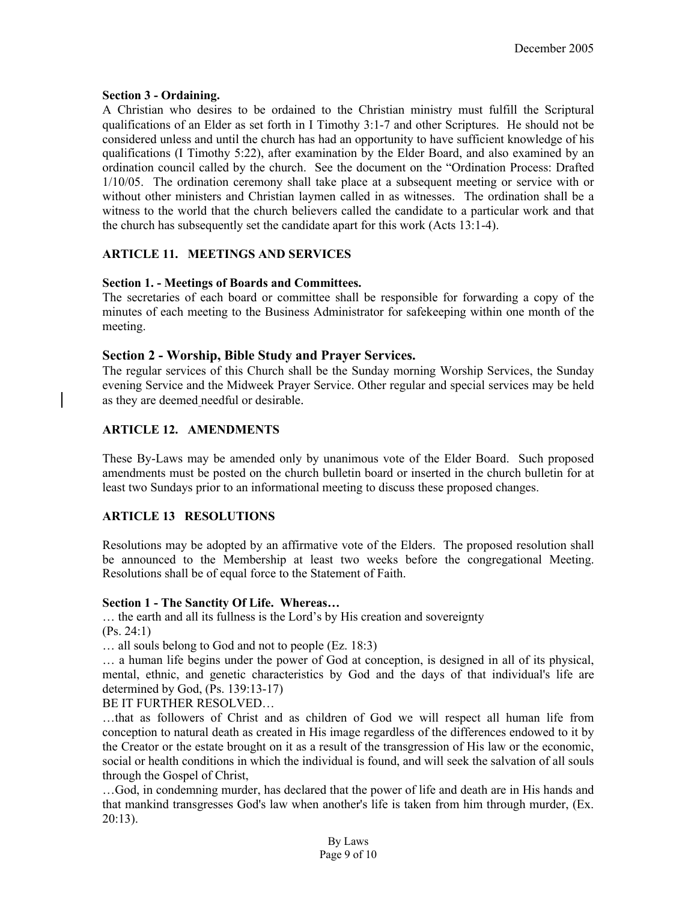**Section 3 - Ordaining.**
A Christian who desires to be ordained to the Christian ministry must fulfill the Scriptural qualifications of an Elder as set forth in I Timothy 3:1-7 and other Scriptures. He should not be considered unless and until the church has had an opportunity to have sufficient knowledge of his qualifications (I Timothy 5:22), after examination by the Elder Board, and also examined by an ordination council called by the church. See the document on the "Ordination Process: Drafted 1/10/05. The ordination ceremony shall take place at a subsequent meeting or service with or without other ministers and Christian laymen called in as witnesses. The ordination shall be a witness to the world that the church believers called the candidate to a particular work and that the church has subsequently set the candidate apart for this work (Acts 13:1-4).

## ARTICLE 11. MEETINGS AND SERVICES

**Section 1. - Meetings of Boards and Committees.**
The secretaries of each board or committee shall be responsible for forwarding a copy of the minutes of each meeting to the Business Administrator for safekeeping within one month of the meeting.

### Section 2 - Worship, Bible Study and Prayer Services.

The regular services of this Church shall be the Sunday morning Worship Services, the Sunday evening Service and the Midweek Prayer Service. Other regular and special services may be held as they are deemed needful or desirable.

## ARTICLE 12. AMENDMENTS

These By-Laws may be amended only by unanimous vote of the Elder Board. Such proposed amendments must be posted on the church bulletin board or inserted in the church bulletin for at least two Sundays prior to an informational meeting to discuss these proposed changes.

## ARTICLE 13 RESOLUTIONS

Resolutions may be adopted by an affirmative vote of the Elders. The proposed resolution shall be announced to the Membership at least two weeks before the congregational Meeting. Resolutions shall be of equal force to the Statement of Faith.

**Section 1 - The Sanctity Of Life. Whereas…**

… the earth and all its fullness is the Lord's by His creation and sovereignty (Ps. 24:1)

… all souls belong to God and not to people (Ez. 18:3)

… a human life begins under the power of God at conception, is designed in all of its physical, mental, ethnic, and genetic characteristics by God and the days of that individual's life are determined by God, (Ps. 139:13-17)

BE IT FURTHER RESOLVED…

…that as followers of Christ and as children of God we will respect all human life from conception to natural death as created in His image regardless of the differences endowed to it by the Creator or the estate brought on it as a result of the transgression of His law or the economic, social or health conditions in which the individual is found, and will seek the salvation of all souls through the Gospel of Christ,

…God, in condemning murder, has declared that the power of life and death are in His hands and that mankind transgresses God's law when another's life is taken from him through murder, (Ex. 20:13).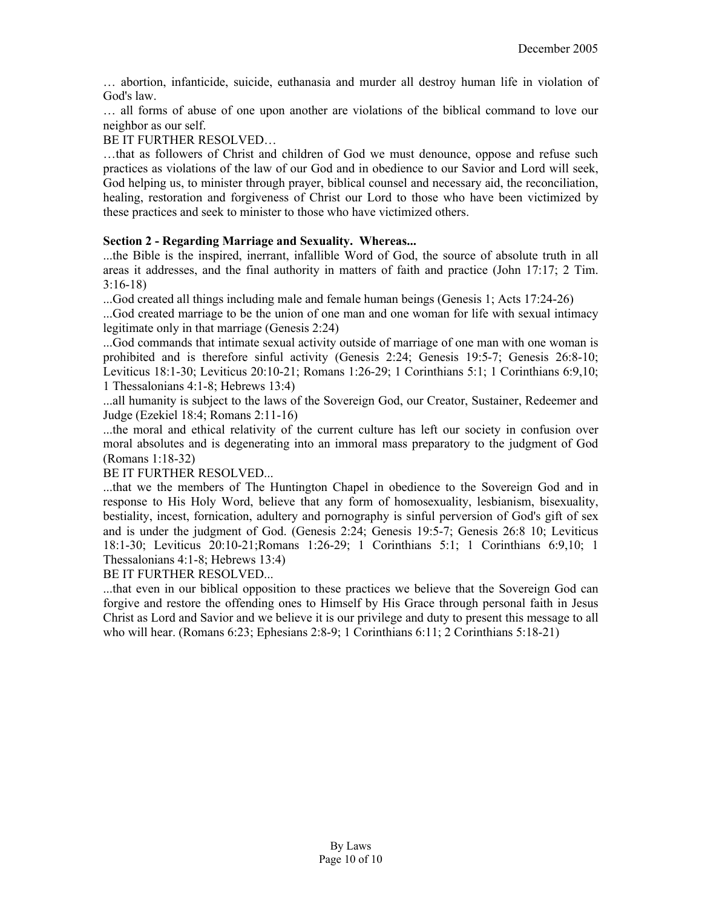… abortion, infanticide, suicide, euthanasia and murder all destroy human life in violation of God's law.

… all forms of abuse of one upon another are violations of the biblical command to love our neighbor as our self.

BE IT FURTHER RESOLVED…

…that as followers of Christ and children of God we must denounce, oppose and refuse such practices as violations of the law of our God and in obedience to our Savior and Lord will seek, God helping us, to minister through prayer, biblical counsel and necessary aid, the reconciliation, healing, restoration and forgiveness of Christ our Lord to those who have been victimized by these practices and seek to minister to those who have victimized others.

**Section 2 - Regarding Marriage and Sexuality. Whereas...**

...the Bible is the inspired, inerrant, infallible Word of God, the source of absolute truth in all areas it addresses, and the final authority in matters of faith and practice (John 17:17; 2 Tim. 3:16-18)

...God created all things including male and female human beings (Genesis 1; Acts 17:24-26)

...God created marriage to be the union of one man and one woman for life with sexual intimacy legitimate only in that marriage (Genesis 2:24)

...God commands that intimate sexual activity outside of marriage of one man with one woman is prohibited and is therefore sinful activity (Genesis 2:24; Genesis 19:5-7; Genesis 26:8-10; Leviticus 18:1-30; Leviticus 20:10-21; Romans 1:26-29; 1 Corinthians 5:1; 1 Corinthians 6:9,10; 1 Thessalonians 4:1-8; Hebrews 13:4)

...all humanity is subject to the laws of the Sovereign God, our Creator, Sustainer, Redeemer and Judge (Ezekiel 18:4; Romans 2:11-16)

...the moral and ethical relativity of the current culture has left our society in confusion over moral absolutes and is degenerating into an immoral mass preparatory to the judgment of God (Romans 1:18-32)

BE IT FURTHER RESOLVED...

...that we the members of The Huntington Chapel in obedience to the Sovereign God and in response to His Holy Word, believe that any form of homosexuality, lesbianism, bisexuality, bestiality, incest, fornication, adultery and pornography is sinful perversion of God's gift of sex and is under the judgment of God. (Genesis 2:24; Genesis 19:5-7; Genesis 26:8 10; Leviticus 18:1-30; Leviticus 20:10-21;Romans 1:26-29; 1 Corinthians 5:1; 1 Corinthians 6:9,10; 1 Thessalonians 4:1-8; Hebrews 13:4)

BE IT FURTHER RESOLVED...

...that even in our biblical opposition to these practices we believe that the Sovereign God can forgive and restore the offending ones to Himself by His Grace through personal faith in Jesus Christ as Lord and Savior and we believe it is our privilege and duty to present this message to all who will hear. (Romans 6:23; Ephesians 2:8-9; 1 Corinthians 6:11; 2 Corinthians 5:18-21)